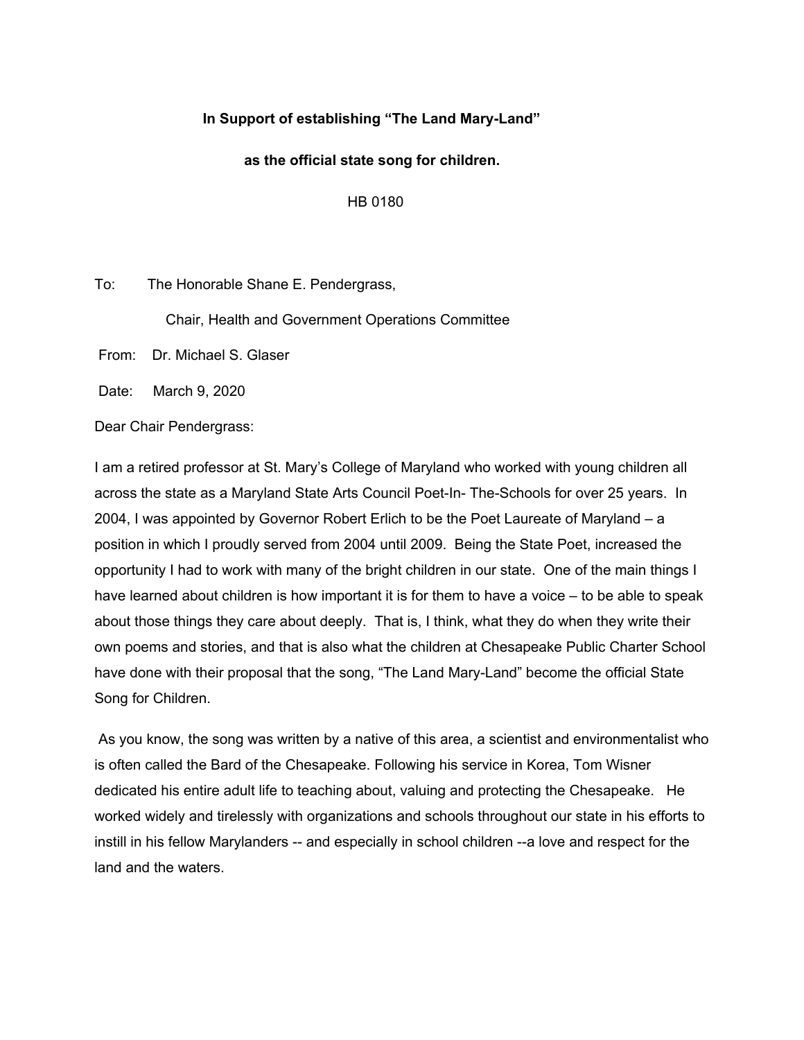**In Support of establishing "The Land Mary-Land"**

**as the official state song for children.**

HB 0180

To: The Honorable Shane E. Pendergrass,

Chair, Health and Government Operations Committee

From: Dr. Michael S. Glaser

Date: March 9, 2020

Dear Chair Pendergrass:

I am a retired professor at St. Mary's College of Maryland who worked with young children all across the state as a Maryland State Arts Council Poet-In- The-Schools for over 25 years. In 2004, I was appointed by Governor Robert Erlich to be the Poet Laureate of Maryland – a position in which I proudly served from 2004 until 2009. Being the State Poet, increased the opportunity I had to work with many of the bright children in our state. One of the main things I have learned about children is how important it is for them to have a voice – to be able to speak about those things they care about deeply. That is, I think, what they do when they write their own poems and stories, and that is also what the children at Chesapeake Public Charter School have done with their proposal that the song, "The Land Mary-Land" become the official State Song for Children.

As you know, the song was written by a native of this area, a scientist and environmentalist who is often called the Bard of the Chesapeake. Following his service in Korea, Tom Wisner dedicated his entire adult life to teaching about, valuing and protecting the Chesapeake. He worked widely and tirelessly with organizations and schools throughout our state in his efforts to instill in his fellow Marylanders -- and especially in school children --a love and respect for the land and the waters.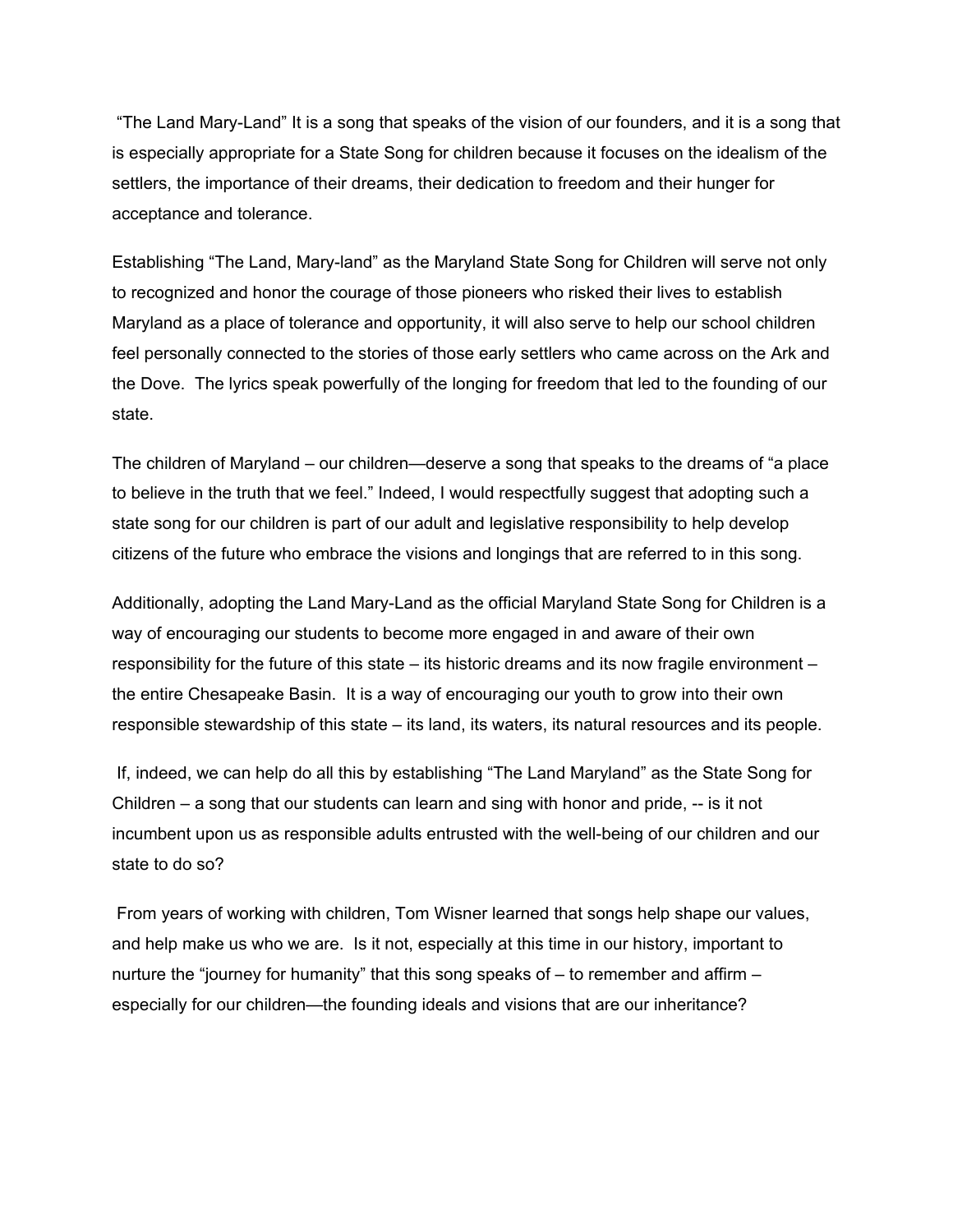"The Land Mary-Land" It is a song that speaks of the vision of our founders, and it is a song that is especially appropriate for a State Song for children because it focuses on the idealism of the settlers, the importance of their dreams, their dedication to freedom and their hunger for acceptance and tolerance.

Establishing "The Land, Mary-land" as the Maryland State Song for Children will serve not only to recognized and honor the courage of those pioneers who risked their lives to establish Maryland as a place of tolerance and opportunity, it will also serve to help our school children feel personally connected to the stories of those early settlers who came across on the Ark and the Dove. The lyrics speak powerfully of the longing for freedom that led to the founding of our state.

The children of Maryland – our children—deserve a song that speaks to the dreams of "a place to believe in the truth that we feel." Indeed, I would respectfully suggest that adopting such a state song for our children is part of our adult and legislative responsibility to help develop citizens of the future who embrace the visions and longings that are referred to in this song.

Additionally, adopting the Land Mary-Land as the official Maryland State Song for Children is a way of encouraging our students to become more engaged in and aware of their own responsibility for the future of this state – its historic dreams and its now fragile environment – the entire Chesapeake Basin. It is a way of encouraging our youth to grow into their own responsible stewardship of this state – its land, its waters, its natural resources and its people.

If, indeed, we can help do all this by establishing "The Land Maryland" as the State Song for Children – a song that our students can learn and sing with honor and pride, -- is it not incumbent upon us as responsible adults entrusted with the well-being of our children and our state to do so?

From years of working with children, Tom Wisner learned that songs help shape our values, and help make us who we are. Is it not, especially at this time in our history, important to nurture the "journey for humanity" that this song speaks of – to remember and affirm – especially for our children—the founding ideals and visions that are our inheritance?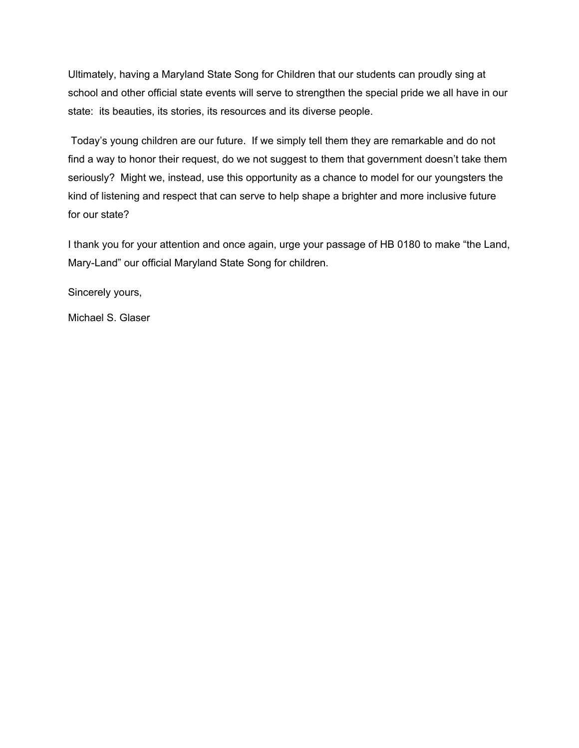Ultimately, having a Maryland State Song for Children that our students can proudly sing at school and other official state events will serve to strengthen the special pride we all have in our state: its beauties, its stories, its resources and its diverse people.

Today's young children are our future. If we simply tell them they are remarkable and do not find a way to honor their request, do we not suggest to them that government doesn't take them seriously? Might we, instead, use this opportunity as a chance to model for our youngsters the kind of listening and respect that can serve to help shape a brighter and more inclusive future for our state?

I thank you for your attention and once again, urge your passage of HB 0180 to make "the Land, Mary-Land" our official Maryland State Song for children.

Sincerely yours,

Michael S. Glaser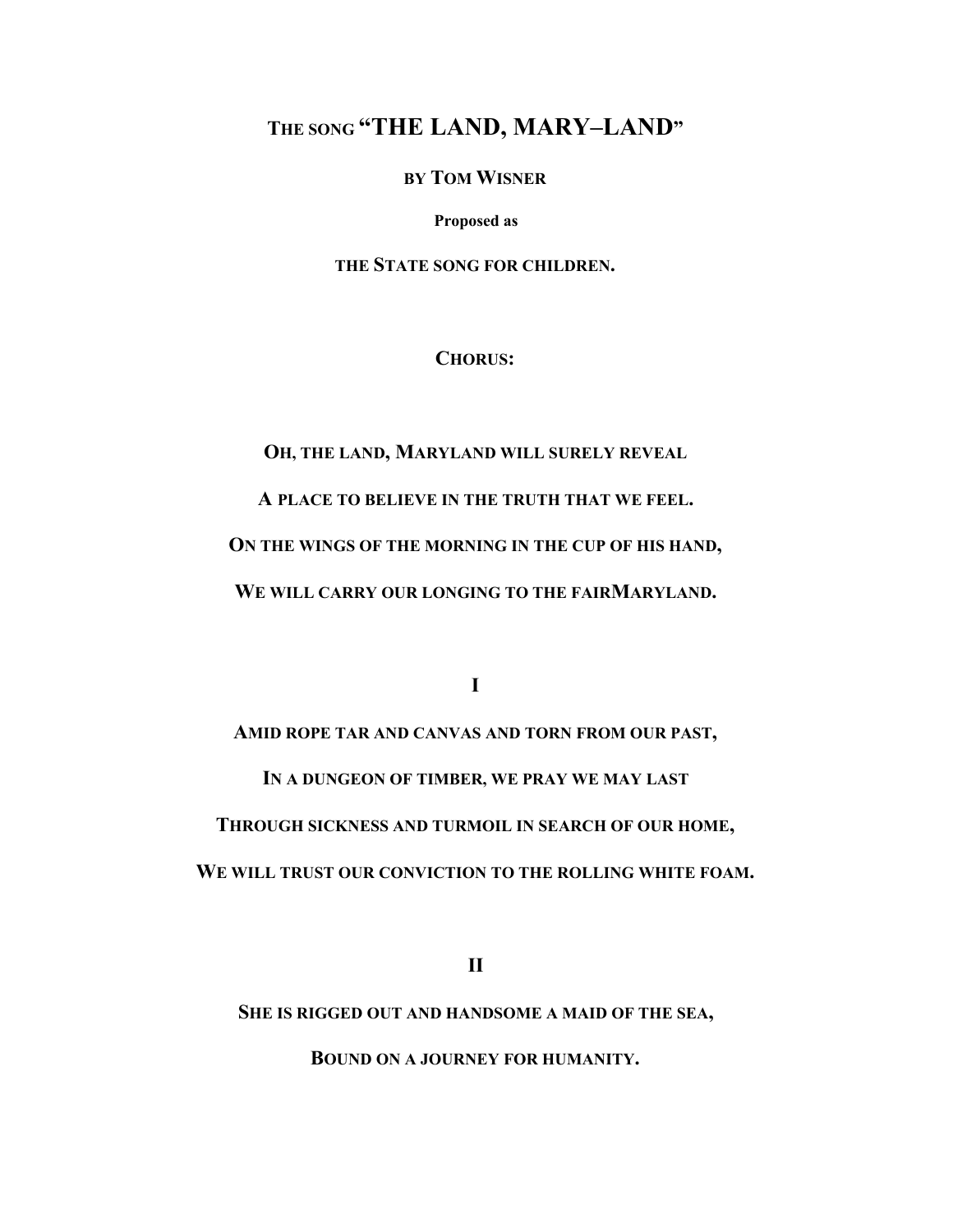## The song "THE LAND, MARY–LAND"

**by Tom Wisner**

**Proposed as**

**the State song for children.**

**Chorus:**

**Oh, the land, Maryland will surely reveal**

**A place to believe in the truth that we feel.**

**On the wings of the morning in the cup of his hand,**

**We will carry our longing to the fairMaryland.**

**I**

**Amid rope tar and canvas and torn from our past,**

**In a dungeon of timber, we pray we may last**

**Through sickness and turmoil in search of our home,**

**We will trust our conviction to the rolling white foam.**

**II**

**She is rigged out and handsome a maid of the sea,**

**Bound on a journey for humanity.**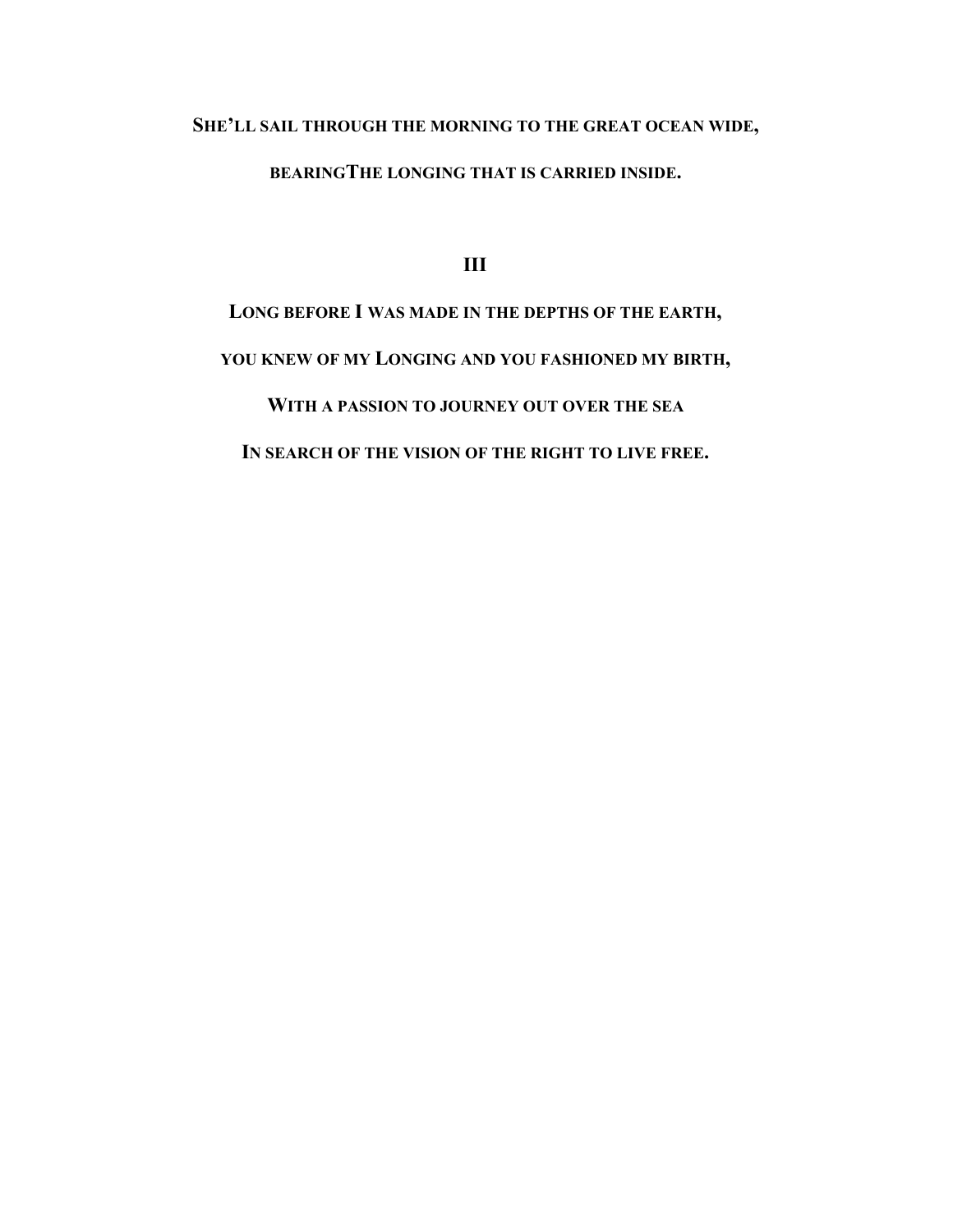**She'll sail through the morning to the great ocean wide,**

**bearingThe longing that is carried inside.**

**III**

**Long before I was made in the depths of the earth,**

**you knew of my Longing and you fashioned my birth,**

**With a passion to journey out over the sea**

**In search of the vision of the right to live free.**